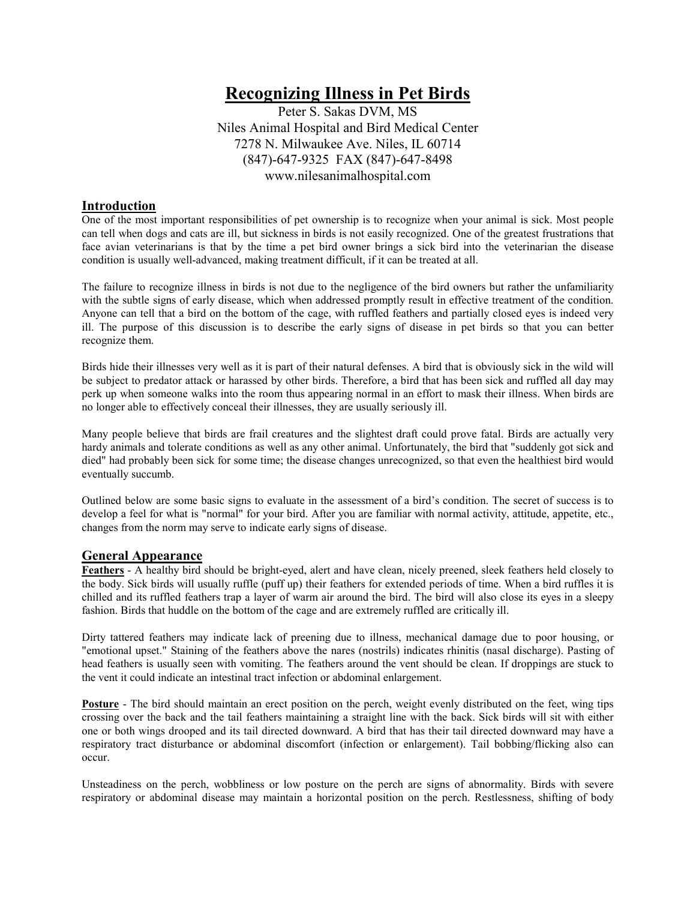# Recognizing Illness in Pet Birds

Peter S. Sakas DVM, MS
Niles Animal Hospital and Bird Medical Center
7278 N. Milwaukee Ave. Niles, IL 60714
(847)-647-9325 FAX (847)-647-8498
www.nilesanimalhospital.com

## Introduction

One of the most important responsibilities of pet ownership is to recognize when your animal is sick. Most people can tell when dogs and cats are ill, but sickness in birds is not easily recognized. One of the greatest frustrations that face avian veterinarians is that by the time a pet bird owner brings a sick bird into the veterinarian the disease condition is usually well-advanced, making treatment difficult, if it can be treated at all.

The failure to recognize illness in birds is not due to the negligence of the bird owners but rather the unfamiliarity with the subtle signs of early disease, which when addressed promptly result in effective treatment of the condition. Anyone can tell that a bird on the bottom of the cage, with ruffled feathers and partially closed eyes is indeed very ill. The purpose of this discussion is to describe the early signs of disease in pet birds so that you can better recognize them.

Birds hide their illnesses very well as it is part of their natural defenses. A bird that is obviously sick in the wild will be subject to predator attack or harassed by other birds. Therefore, a bird that has been sick and ruffled all day may perk up when someone walks into the room thus appearing normal in an effort to mask their illness. When birds are no longer able to effectively conceal their illnesses, they are usually seriously ill.

Many people believe that birds are frail creatures and the slightest draft could prove fatal. Birds are actually very hardy animals and tolerate conditions as well as any other animal. Unfortunately, the bird that "suddenly got sick and died" had probably been sick for some time; the disease changes unrecognized, so that even the healthiest bird would eventually succumb.

Outlined below are some basic signs to evaluate in the assessment of a bird's condition. The secret of success is to develop a feel for what is "normal" for your bird. After you are familiar with normal activity, attitude, appetite, etc., changes from the norm may serve to indicate early signs of disease.

## General Appearance

**Feathers** - A healthy bird should be bright-eyed, alert and have clean, nicely preened, sleek feathers held closely to the body. Sick birds will usually ruffle (puff up) their feathers for extended periods of time. When a bird ruffles it is chilled and its ruffled feathers trap a layer of warm air around the bird. The bird will also close its eyes in a sleepy fashion. Birds that huddle on the bottom of the cage and are extremely ruffled are critically ill.

Dirty tattered feathers may indicate lack of preening due to illness, mechanical damage due to poor housing, or "emotional upset." Staining of the feathers above the nares (nostrils) indicates rhinitis (nasal discharge). Pasting of head feathers is usually seen with vomiting. The feathers around the vent should be clean. If droppings are stuck to the vent it could indicate an intestinal tract infection or abdominal enlargement.

**Posture** - The bird should maintain an erect position on the perch, weight evenly distributed on the feet, wing tips crossing over the back and the tail feathers maintaining a straight line with the back. Sick birds will sit with either one or both wings drooped and its tail directed downward. A bird that has their tail directed downward may have a respiratory tract disturbance or abdominal discomfort (infection or enlargement). Tail bobbing/flicking also can occur.

Unsteadiness on the perch, wobbliness or low posture on the perch are signs of abnormality. Birds with severe respiratory or abdominal disease may maintain a horizontal position on the perch. Restlessness, shifting of body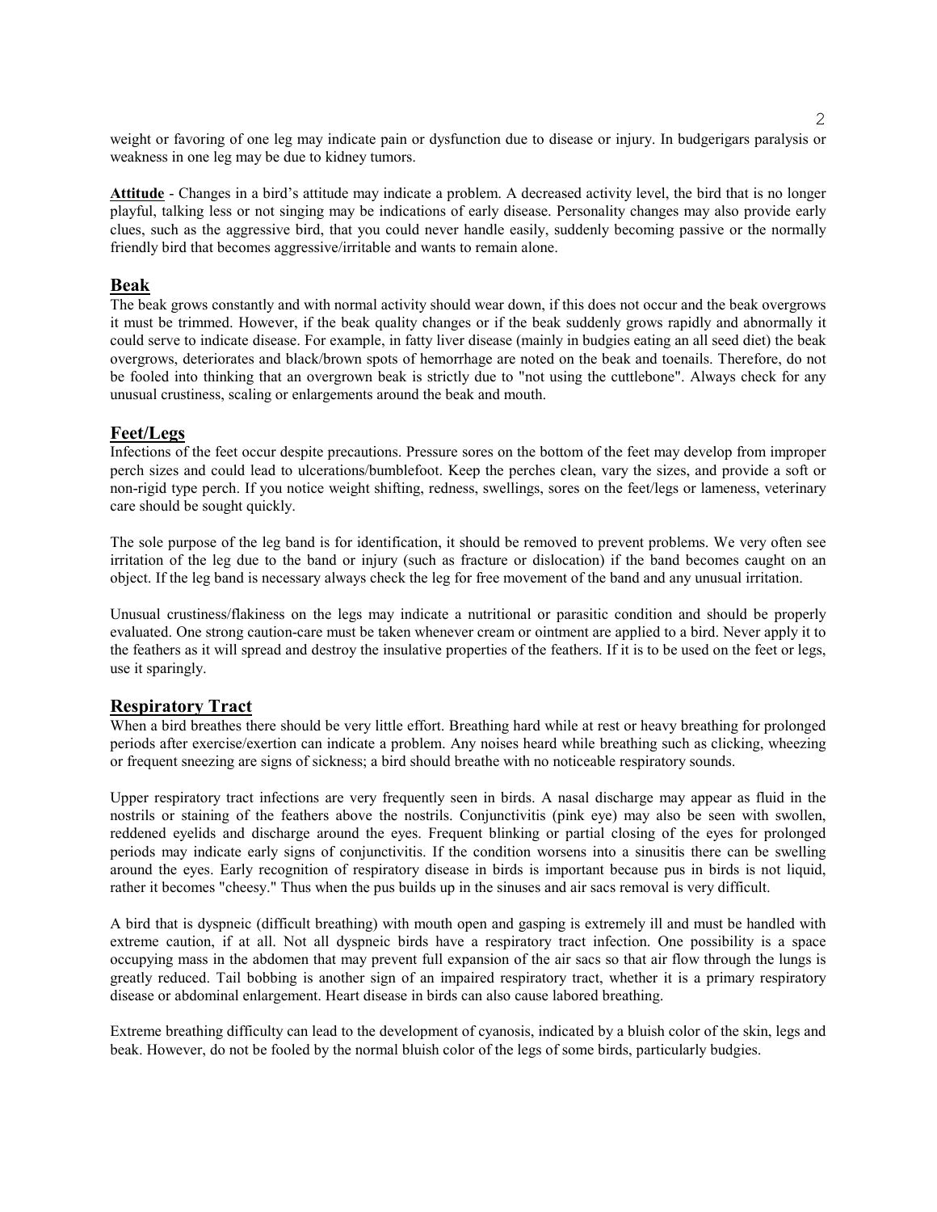weight or favoring of one leg may indicate pain or dysfunction due to disease or injury. In budgerigars paralysis or weakness in one leg may be due to kidney tumors.

**Attitude** - Changes in a bird's attitude may indicate a problem. A decreased activity level, the bird that is no longer playful, talking less or not singing may be indications of early disease. Personality changes may also provide early clues, such as the aggressive bird, that you could never handle easily, suddenly becoming passive or the normally friendly bird that becomes aggressive/irritable and wants to remain alone.

## Beak

The beak grows constantly and with normal activity should wear down, if this does not occur and the beak overgrows it must be trimmed. However, if the beak quality changes or if the beak suddenly grows rapidly and abnormally it could serve to indicate disease. For example, in fatty liver disease (mainly in budgies eating an all seed diet) the beak overgrows, deteriorates and black/brown spots of hemorrhage are noted on the beak and toenails. Therefore, do not be fooled into thinking that an overgrown beak is strictly due to "not using the cuttlebone". Always check for any unusual crustiness, scaling or enlargements around the beak and mouth.

## Feet/Legs

Infections of the feet occur despite precautions. Pressure sores on the bottom of the feet may develop from improper perch sizes and could lead to ulcerations/bumblefoot. Keep the perches clean, vary the sizes, and provide a soft or non-rigid type perch. If you notice weight shifting, redness, swellings, sores on the feet/legs or lameness, veterinary care should be sought quickly.

The sole purpose of the leg band is for identification, it should be removed to prevent problems. We very often see irritation of the leg due to the band or injury (such as fracture or dislocation) if the band becomes caught on an object. If the leg band is necessary always check the leg for free movement of the band and any unusual irritation.

Unusual crustiness/flakiness on the legs may indicate a nutritional or parasitic condition and should be properly evaluated. One strong caution-care must be taken whenever cream or ointment are applied to a bird. Never apply it to the feathers as it will spread and destroy the insulative properties of the feathers. If it is to be used on the feet or legs, use it sparingly.

## Respiratory Tract

When a bird breathes there should be very little effort. Breathing hard while at rest or heavy breathing for prolonged periods after exercise/exertion can indicate a problem. Any noises heard while breathing such as clicking, wheezing or frequent sneezing are signs of sickness; a bird should breathe with no noticeable respiratory sounds.

Upper respiratory tract infections are very frequently seen in birds. A nasal discharge may appear as fluid in the nostrils or staining of the feathers above the nostrils. Conjunctivitis (pink eye) may also be seen with swollen, reddened eyelids and discharge around the eyes. Frequent blinking or partial closing of the eyes for prolonged periods may indicate early signs of conjunctivitis. If the condition worsens into a sinusitis there can be swelling around the eyes. Early recognition of respiratory disease in birds is important because pus in birds is not liquid, rather it becomes "cheesy." Thus when the pus builds up in the sinuses and air sacs removal is very difficult.

A bird that is dyspneic (difficult breathing) with mouth open and gasping is extremely ill and must be handled with extreme caution, if at all. Not all dyspneic birds have a respiratory tract infection. One possibility is a space occupying mass in the abdomen that may prevent full expansion of the air sacs so that air flow through the lungs is greatly reduced. Tail bobbing is another sign of an impaired respiratory tract, whether it is a primary respiratory disease or abdominal enlargement. Heart disease in birds can also cause labored breathing.

Extreme breathing difficulty can lead to the development of cyanosis, indicated by a bluish color of the skin, legs and beak. However, do not be fooled by the normal bluish color of the legs of some birds, particularly budgies.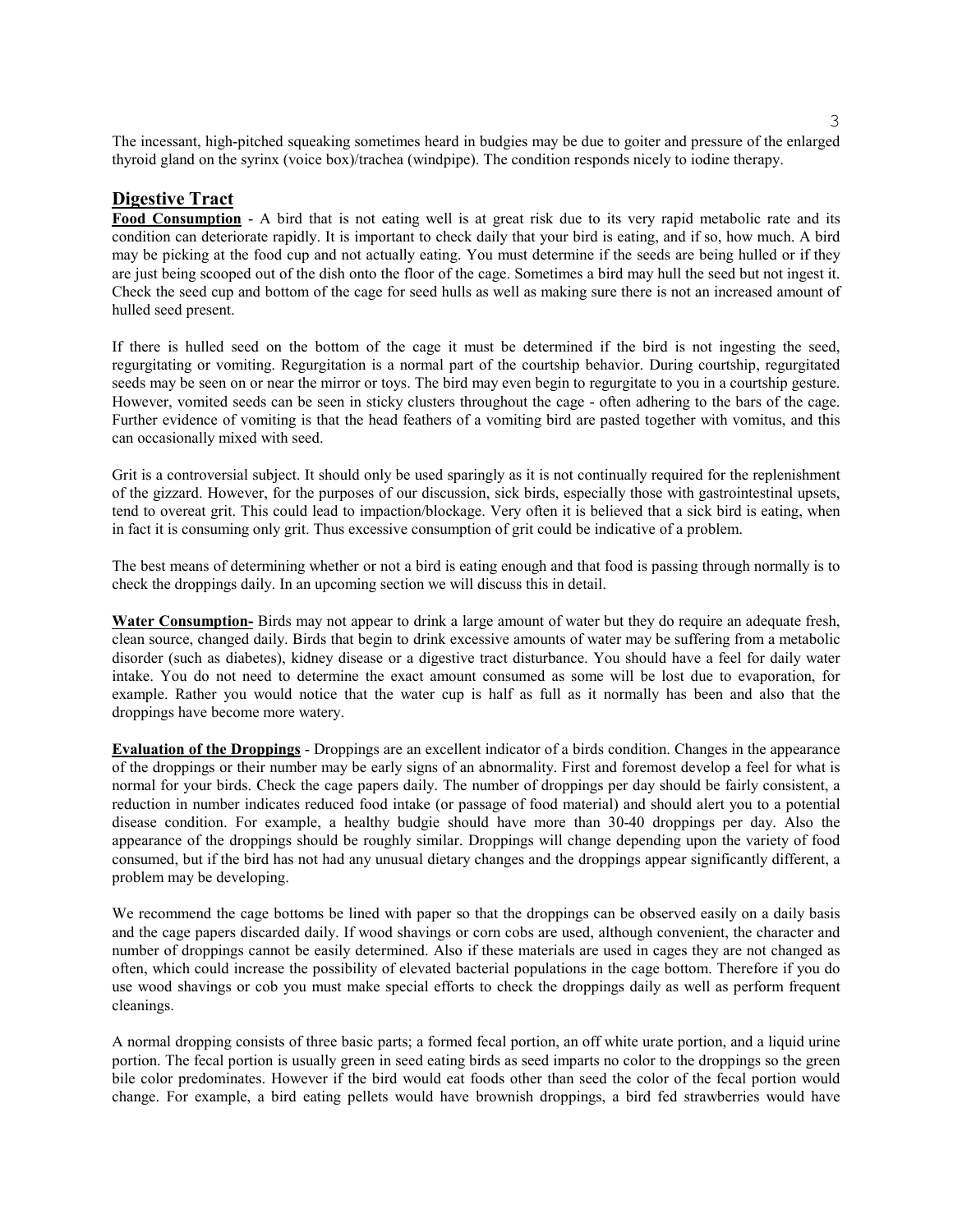The incessant, high-pitched squeaking sometimes heard in budgies may be due to goiter and pressure of the enlarged thyroid gland on the syrinx (voice box)/trachea (windpipe). The condition responds nicely to iodine therapy.

## Digestive Tract

**Food Consumption** - A bird that is not eating well is at great risk due to its very rapid metabolic rate and its condition can deteriorate rapidly. It is important to check daily that your bird is eating, and if so, how much. A bird may be picking at the food cup and not actually eating. You must determine if the seeds are being hulled or if they are just being scooped out of the dish onto the floor of the cage. Sometimes a bird may hull the seed but not ingest it. Check the seed cup and bottom of the cage for seed hulls as well as making sure there is not an increased amount of hulled seed present.

If there is hulled seed on the bottom of the cage it must be determined if the bird is not ingesting the seed, regurgitating or vomiting. Regurgitation is a normal part of the courtship behavior. During courtship, regurgitated seeds may be seen on or near the mirror or toys. The bird may even begin to regurgitate to you in a courtship gesture. However, vomited seeds can be seen in sticky clusters throughout the cage - often adhering to the bars of the cage. Further evidence of vomiting is that the head feathers of a vomiting bird are pasted together with vomitus, and this can occasionally mixed with seed.

Grit is a controversial subject. It should only be used sparingly as it is not continually required for the replenishment of the gizzard. However, for the purposes of our discussion, sick birds, especially those with gastrointestinal upsets, tend to overeat grit. This could lead to impaction/blockage. Very often it is believed that a sick bird is eating, when in fact it is consuming only grit. Thus excessive consumption of grit could be indicative of a problem.

The best means of determining whether or not a bird is eating enough and that food is passing through normally is to check the droppings daily. In an upcoming section we will discuss this in detail.

**Water Consumption-** Birds may not appear to drink a large amount of water but they do require an adequate fresh, clean source, changed daily. Birds that begin to drink excessive amounts of water may be suffering from a metabolic disorder (such as diabetes), kidney disease or a digestive tract disturbance. You should have a feel for daily water intake. You do not need to determine the exact amount consumed as some will be lost due to evaporation, for example. Rather you would notice that the water cup is half as full as it normally has been and also that the droppings have become more watery.

**Evaluation of the Droppings** - Droppings are an excellent indicator of a birds condition. Changes in the appearance of the droppings or their number may be early signs of an abnormality. First and foremost develop a feel for what is normal for your birds. Check the cage papers daily. The number of droppings per day should be fairly consistent, a reduction in number indicates reduced food intake (or passage of food material) and should alert you to a potential disease condition. For example, a healthy budgie should have more than 30-40 droppings per day. Also the appearance of the droppings should be roughly similar. Droppings will change depending upon the variety of food consumed, but if the bird has not had any unusual dietary changes and the droppings appear significantly different, a problem may be developing.

We recommend the cage bottoms be lined with paper so that the droppings can be observed easily on a daily basis and the cage papers discarded daily. If wood shavings or corn cobs are used, although convenient, the character and number of droppings cannot be easily determined. Also if these materials are used in cages they are not changed as often, which could increase the possibility of elevated bacterial populations in the cage bottom. Therefore if you do use wood shavings or cob you must make special efforts to check the droppings daily as well as perform frequent cleanings.

A normal dropping consists of three basic parts; a formed fecal portion, an off white urate portion, and a liquid urine portion. The fecal portion is usually green in seed eating birds as seed imparts no color to the droppings so the green bile color predominates. However if the bird would eat foods other than seed the color of the fecal portion would change. For example, a bird eating pellets would have brownish droppings, a bird fed strawberries would have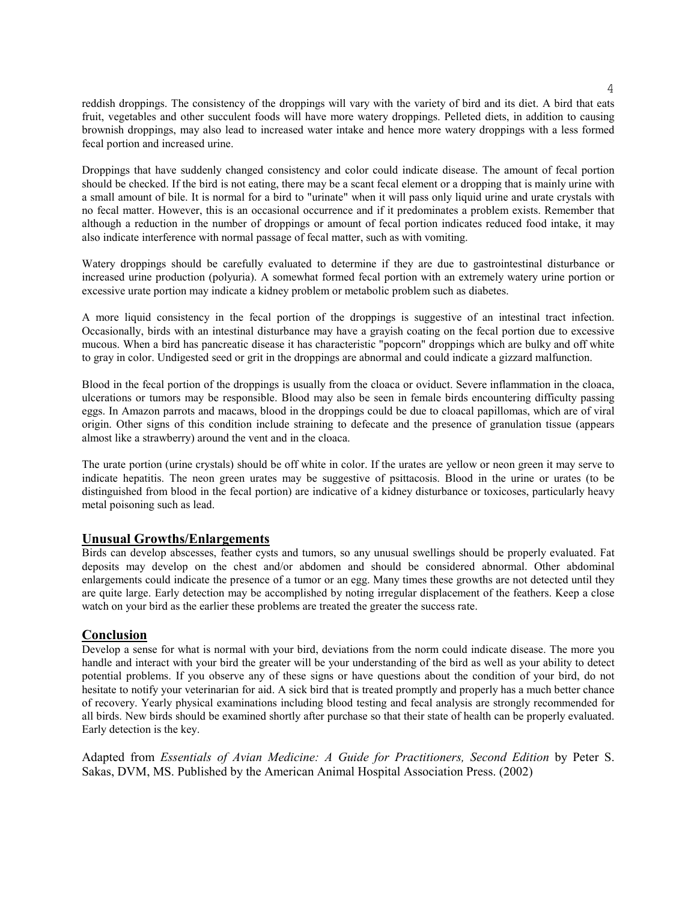reddish droppings. The consistency of the droppings will vary with the variety of bird and its diet. A bird that eats fruit, vegetables and other succulent foods will have more watery droppings. Pelleted diets, in addition to causing brownish droppings, may also lead to increased water intake and hence more watery droppings with a less formed fecal portion and increased urine.

Droppings that have suddenly changed consistency and color could indicate disease. The amount of fecal portion should be checked. If the bird is not eating, there may be a scant fecal element or a dropping that is mainly urine with a small amount of bile. It is normal for a bird to "urinate" when it will pass only liquid urine and urate crystals with no fecal matter. However, this is an occasional occurrence and if it predominates a problem exists. Remember that although a reduction in the number of droppings or amount of fecal portion indicates reduced food intake, it may also indicate interference with normal passage of fecal matter, such as with vomiting.

Watery droppings should be carefully evaluated to determine if they are due to gastrointestinal disturbance or increased urine production (polyuria). A somewhat formed fecal portion with an extremely watery urine portion or excessive urate portion may indicate a kidney problem or metabolic problem such as diabetes.

A more liquid consistency in the fecal portion of the droppings is suggestive of an intestinal tract infection. Occasionally, birds with an intestinal disturbance may have a grayish coating on the fecal portion due to excessive mucous. When a bird has pancreatic disease it has characteristic "popcorn" droppings which are bulky and off white to gray in color. Undigested seed or grit in the droppings are abnormal and could indicate a gizzard malfunction.

Blood in the fecal portion of the droppings is usually from the cloaca or oviduct. Severe inflammation in the cloaca, ulcerations or tumors may be responsible. Blood may also be seen in female birds encountering difficulty passing eggs. In Amazon parrots and macaws, blood in the droppings could be due to cloacal papillomas, which are of viral origin. Other signs of this condition include straining to defecate and the presence of granulation tissue (appears almost like a strawberry) around the vent and in the cloaca.

The urate portion (urine crystals) should be off white in color. If the urates are yellow or neon green it may serve to indicate hepatitis. The neon green urates may be suggestive of psittacosis. Blood in the urine or urates (to be distinguished from blood in the fecal portion) are indicative of a kidney disturbance or toxicoses, particularly heavy metal poisoning such as lead.

## Unusual Growths/Enlargements

Birds can develop abscesses, feather cysts and tumors, so any unusual swellings should be properly evaluated. Fat deposits may develop on the chest and/or abdomen and should be considered abnormal. Other abdominal enlargements could indicate the presence of a tumor or an egg. Many times these growths are not detected until they are quite large. Early detection may be accomplished by noting irregular displacement of the feathers. Keep a close watch on your bird as the earlier these problems are treated the greater the success rate.

## Conclusion

Develop a sense for what is normal with your bird, deviations from the norm could indicate disease. The more you handle and interact with your bird the greater will be your understanding of the bird as well as your ability to detect potential problems. If you observe any of these signs or have questions about the condition of your bird, do not hesitate to notify your veterinarian for aid. A sick bird that is treated promptly and properly has a much better chance of recovery. Yearly physical examinations including blood testing and fecal analysis are strongly recommended for all birds. New birds should be examined shortly after purchase so that their state of health can be properly evaluated. Early detection is the key.

Adapted from *Essentials of Avian Medicine: A Guide for Practitioners, Second Edition* by Peter S. Sakas, DVM, MS. Published by the American Animal Hospital Association Press. (2002)